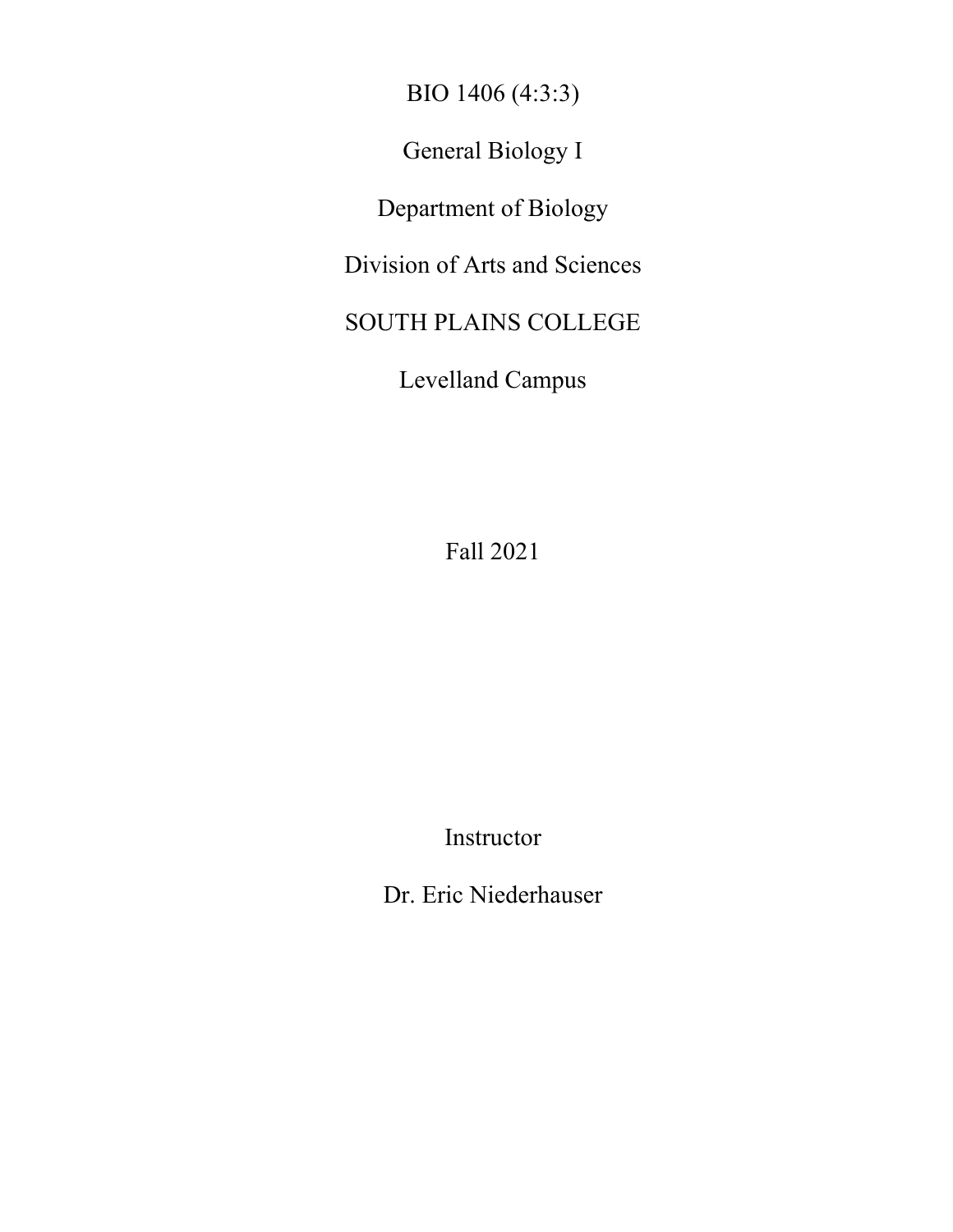BIO 1406 (4:3:3)

General Biology I

Department of Biology

Division of Arts and Sciences

SOUTH PLAINS COLLEGE

Levelland Campus

Fall 2021

Instructor

Dr. Eric Niederhauser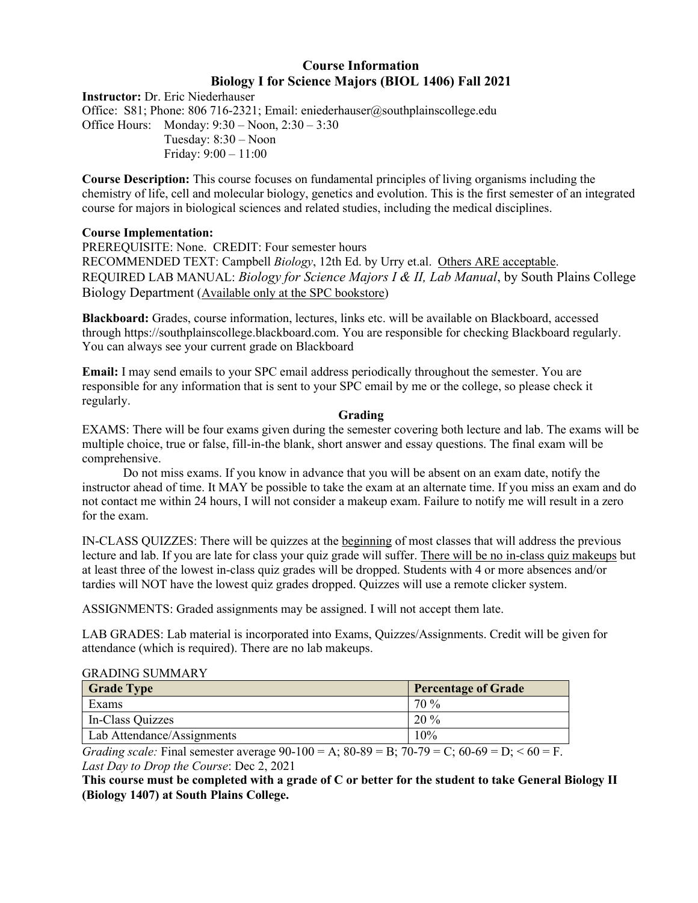# Course Information
## Biology I for Science Majors (BIOL 1406) Fall 2021

**Instructor:** Dr. Eric Niederhauser
Office: S81; Phone: 806 716-2321; Email: eniederhauser@southplainscollege.edu
Office Hours: Monday: 9:30 – Noon, 2:30 – 3:30
Tuesday: 8:30 – Noon
Friday: 9:00 – 11:00

**Course Description:** This course focuses on fundamental principles of living organisms including the chemistry of life, cell and molecular biology, genetics and evolution. This is the first semester of an integrated course for majors in biological sciences and related studies, including the medical disciplines.

**Course Implementation:**
PREREQUISITE: None. CREDIT: Four semester hours
RECOMMENDED TEXT: Campbell *Biology*, 12th Ed. by Urry et.al. Others ARE acceptable.
REQUIRED LAB MANUAL: *Biology for Science Majors I & II, Lab Manual*, by South Plains College Biology Department (Available only at the SPC bookstore)

**Blackboard:** Grades, course information, lectures, links etc. will be available on Blackboard, accessed through https://southplainscollege.blackboard.com. You are responsible for checking Blackboard regularly. You can always see your current grade on Blackboard

**Email:** I may send emails to your SPC email address periodically throughout the semester. You are responsible for any information that is sent to your SPC email by me or the college, so please check it regularly.

### Grading

EXAMS: There will be four exams given during the semester covering both lecture and lab. The exams will be multiple choice, true or false, fill-in-the blank, short answer and essay questions. The final exam will be comprehensive.

Do not miss exams. If you know in advance that you will be absent on an exam date, notify the instructor ahead of time. It MAY be possible to take the exam at an alternate time. If you miss an exam and do not contact me within 24 hours, I will not consider a makeup exam. Failure to notify me will result in a zero for the exam.

IN-CLASS QUIZZES: There will be quizzes at the beginning of most classes that will address the previous lecture and lab. If you are late for class your quiz grade will suffer. There will be no in-class quiz makeups but at least three of the lowest in-class quiz grades will be dropped. Students with 4 or more absences and/or tardies will NOT have the lowest quiz grades dropped. Quizzes will use a remote clicker system.

ASSIGNMENTS: Graded assignments may be assigned. I will not accept them late.

LAB GRADES: Lab material is incorporated into Exams, Quizzes/Assignments. Credit will be given for attendance (which is required). There are no lab makeups.

GRADING SUMMARY

| Grade Type | Percentage of Grade |
|---|---|
| Exams | 70 % |
| In-Class Quizzes | 20 % |
| Lab Attendance/Assignments | 10% |

*Grading scale:* Final semester average 90-100 = A; 80-89 = B; 70-79 = C; 60-69 = D; < 60 = F.
*Last Day to Drop the Course*: Dec 2, 2021

**This course must be completed with a grade of C or better for the student to take General Biology II (Biology 1407) at South Plains College.**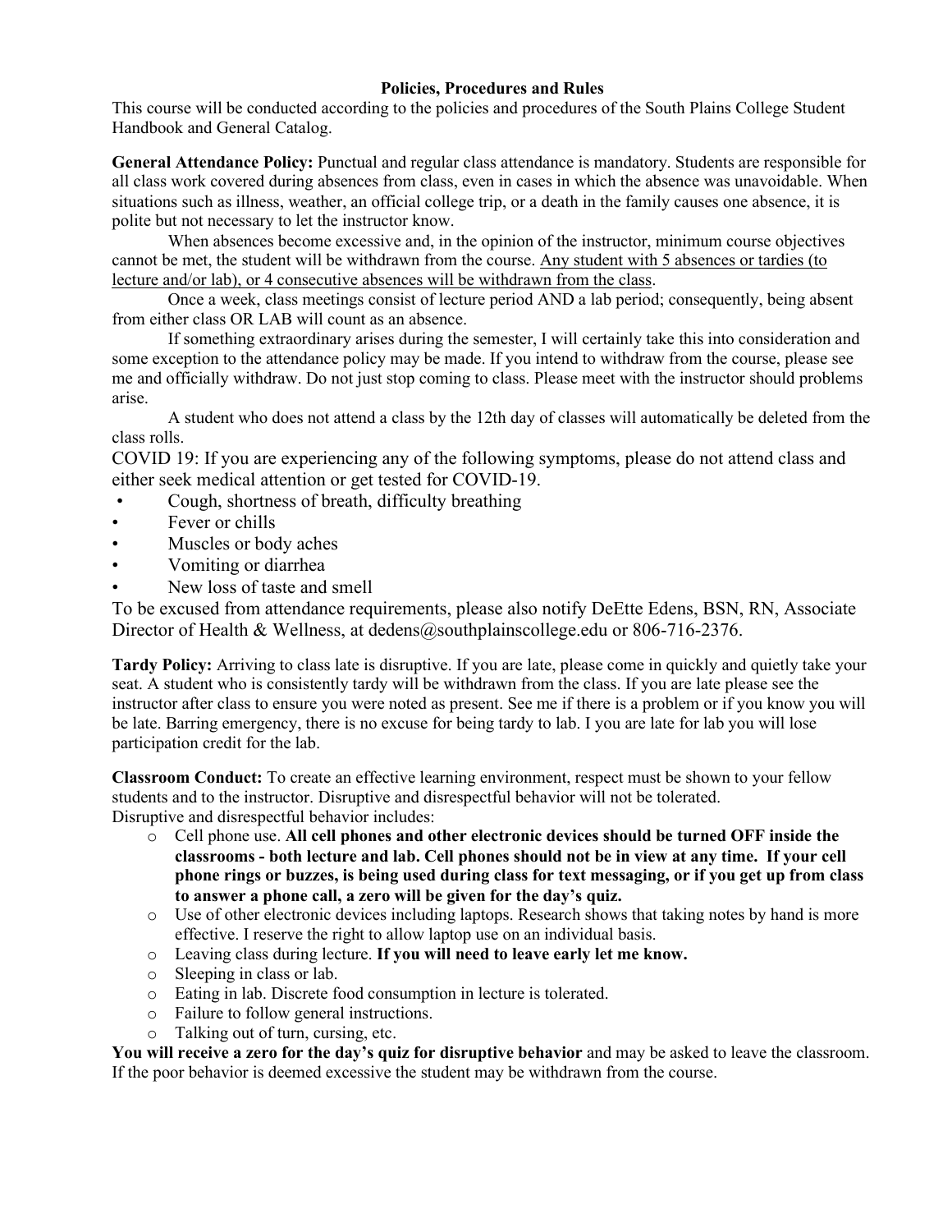**Policies, Procedures and Rules**

This course will be conducted according to the policies and procedures of the South Plains College Student Handbook and General Catalog.

**General Attendance Policy:** Punctual and regular class attendance is mandatory. Students are responsible for all class work covered during absences from class, even in cases in which the absence was unavoidable. When situations such as illness, weather, an official college trip, or a death in the family causes one absence, it is polite but not necessary to let the instructor know.

When absences become excessive and, in the opinion of the instructor, minimum course objectives cannot be met, the student will be withdrawn from the course. Any student with 5 absences or tardies (to lecture and/or lab), or 4 consecutive absences will be withdrawn from the class.

Once a week, class meetings consist of lecture period AND a lab period; consequently, being absent from either class OR LAB will count as an absence.

If something extraordinary arises during the semester, I will certainly take this into consideration and some exception to the attendance policy may be made. If you intend to withdraw from the course, please see me and officially withdraw. Do not just stop coming to class. Please meet with the instructor should problems arise.

A student who does not attend a class by the 12th day of classes will automatically be deleted from the class rolls.

COVID 19: If you are experiencing any of the following symptoms, please do not attend class and either seek medical attention or get tested for COVID-19.

- Cough, shortness of breath, difficulty breathing
- Fever or chills
- Muscles or body aches
- Vomiting or diarrhea
- New loss of taste and smell

To be excused from attendance requirements, please also notify DeEtte Edens, BSN, RN, Associate Director of Health & Wellness, at dedens@southplainscollege.edu or 806-716-2376.

**Tardy Policy:** Arriving to class late is disruptive. If you are late, please come in quickly and quietly take your seat. A student who is consistently tardy will be withdrawn from the class. If you are late please see the instructor after class to ensure you were noted as present. See me if there is a problem or if you know you will be late. Barring emergency, there is no excuse for being tardy to lab. I you are late for lab you will lose participation credit for the lab.

**Classroom Conduct:** To create an effective learning environment, respect must be shown to your fellow students and to the instructor. Disruptive and disrespectful behavior will not be tolerated.
Disruptive and disrespectful behavior includes:

- Cell phone use. **All cell phones and other electronic devices should be turned OFF inside the classrooms - both lecture and lab. Cell phones should not be in view at any time. If your cell phone rings or buzzes, is being used during class for text messaging, or if you get up from class to answer a phone call, a zero will be given for the day's quiz.**
- Use of other electronic devices including laptops. Research shows that taking notes by hand is more effective. I reserve the right to allow laptop use on an individual basis.
- Leaving class during lecture. **If you will need to leave early let me know.**
- Sleeping in class or lab.
- Eating in lab. Discrete food consumption in lecture is tolerated.
- Failure to follow general instructions.
- Talking out of turn, cursing, etc.

**You will receive a zero for the day's quiz for disruptive behavior** and may be asked to leave the classroom. If the poor behavior is deemed excessive the student may be withdrawn from the course.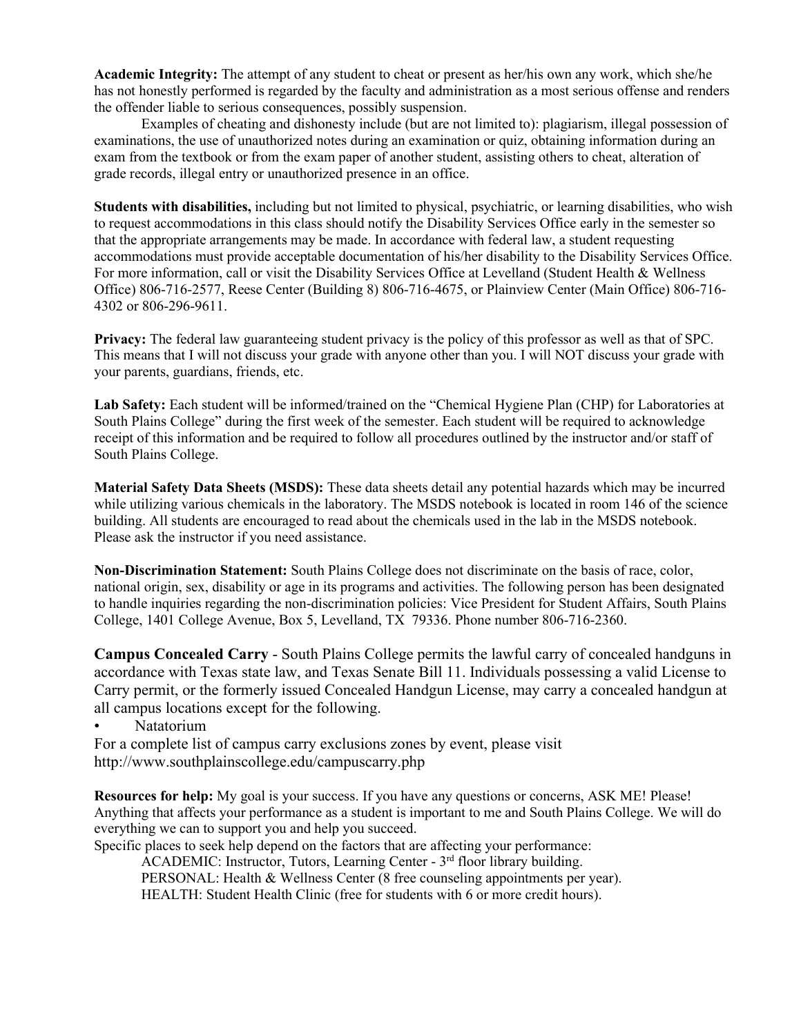**Academic Integrity:** The attempt of any student to cheat or present as her/his own any work, which she/he has not honestly performed is regarded by the faculty and administration as a most serious offense and renders the offender liable to serious consequences, possibly suspension.

Examples of cheating and dishonesty include (but are not limited to): plagiarism, illegal possession of examinations, the use of unauthorized notes during an examination or quiz, obtaining information during an exam from the textbook or from the exam paper of another student, assisting others to cheat, alteration of grade records, illegal entry or unauthorized presence in an office.

**Students with disabilities,** including but not limited to physical, psychiatric, or learning disabilities, who wish to request accommodations in this class should notify the Disability Services Office early in the semester so that the appropriate arrangements may be made. In accordance with federal law, a student requesting accommodations must provide acceptable documentation of his/her disability to the Disability Services Office. For more information, call or visit the Disability Services Office at Levelland (Student Health & Wellness Office) 806-716-2577, Reese Center (Building 8) 806-716-4675, or Plainview Center (Main Office) 806-716-4302 or 806-296-9611.

**Privacy:** The federal law guaranteeing student privacy is the policy of this professor as well as that of SPC. This means that I will not discuss your grade with anyone other than you. I will NOT discuss your grade with your parents, guardians, friends, etc.

**Lab Safety:** Each student will be informed/trained on the "Chemical Hygiene Plan (CHP) for Laboratories at South Plains College" during the first week of the semester. Each student will be required to acknowledge receipt of this information and be required to follow all procedures outlined by the instructor and/or staff of South Plains College.

**Material Safety Data Sheets (MSDS):** These data sheets detail any potential hazards which may be incurred while utilizing various chemicals in the laboratory. The MSDS notebook is located in room 146 of the science building. All students are encouraged to read about the chemicals used in the lab in the MSDS notebook. Please ask the instructor if you need assistance.

**Non-Discrimination Statement:** South Plains College does not discriminate on the basis of race, color, national origin, sex, disability or age in its programs and activities. The following person has been designated to handle inquiries regarding the non-discrimination policies: Vice President for Student Affairs, South Plains College, 1401 College Avenue, Box 5, Levelland, TX 79336. Phone number 806-716-2360.

**Campus Concealed Carry** - South Plains College permits the lawful carry of concealed handguns in accordance with Texas state law, and Texas Senate Bill 11. Individuals possessing a valid License to Carry permit, or the formerly issued Concealed Handgun License, may carry a concealed handgun at all campus locations except for the following.

- Natatorium

For a complete list of campus carry exclusions zones by event, please visit http://www.southplainscollege.edu/campuscarry.php

**Resources for help:** My goal is your success. If you have any questions or concerns, ASK ME! Please! Anything that affects your performance as a student is important to me and South Plains College. We will do everything we can to support you and help you succeed.

Specific places to seek help depend on the factors that are affecting your performance:

ACADEMIC: Instructor, Tutors, Learning Center - 3rd floor library building.

PERSONAL: Health & Wellness Center (8 free counseling appointments per year).

HEALTH: Student Health Clinic (free for students with 6 or more credit hours).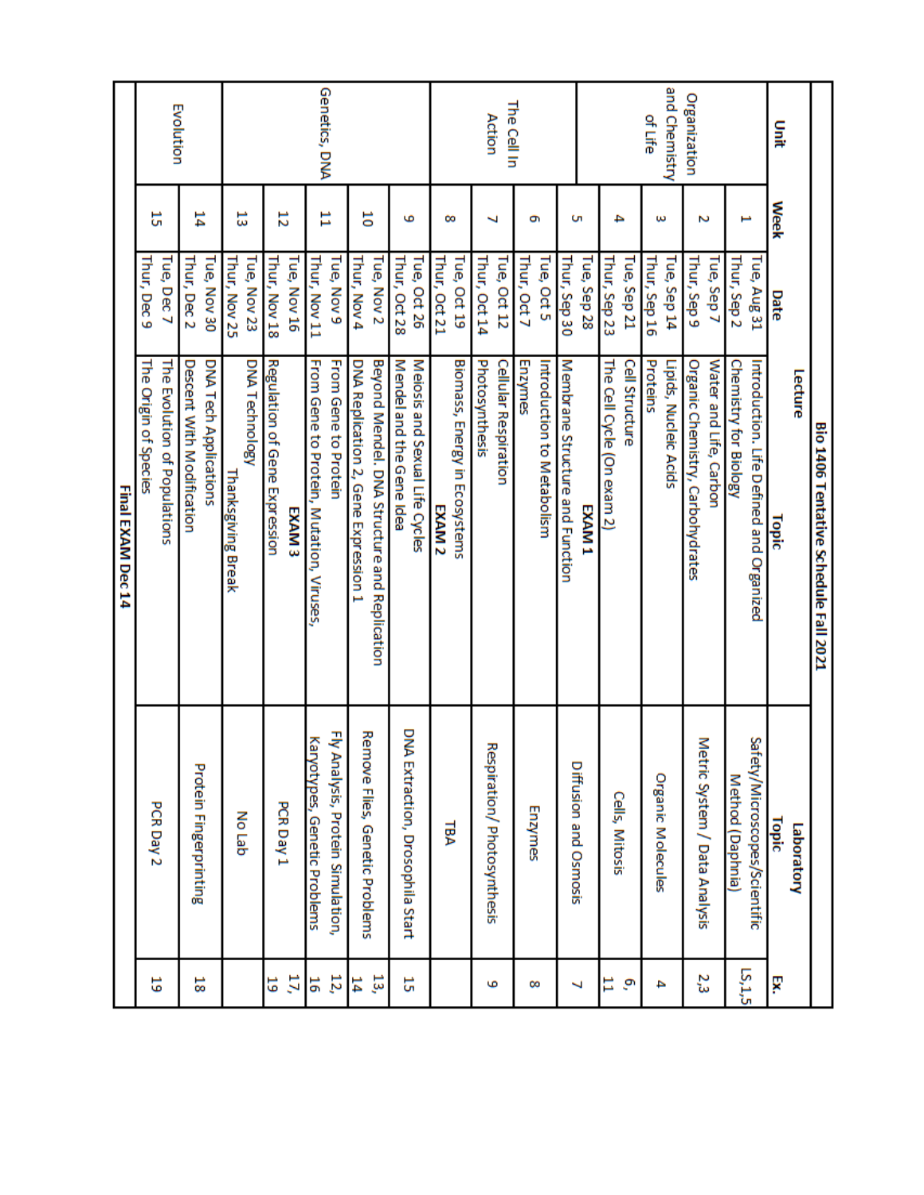# Bio 1406 Tentative Schedule Fall 2021

| Unit | Week | Date | Lecture Topic | Laboratory Topic | Ex. |
|---|---|---|---|---|---|
| Organization and Chemistry of Life | 1 | Tue, Aug 31 | Introduction. Life Defined and Organized | Safety/Microscopes/Scientific Method (Daphnia) | LS,1,5 |
| | | Thur, Sep 2 | Chemistry for Biology | | |
| | 2 | Tue, Sep 7 | Water and Life, Carbon | Metric System / Data Analysis | 2,3 |
| | | Thur, Sep 9 | Organic Chemistry, Carbohydrates | | |
| | 3 | Tue, Sep 14 | Lipids, Nucleic Acids | Organic Molecules | 4 |
| | | Thur, Sep 16 | Proteins | | |
| | 4 | Tue, Sep 21 | Cell Structure | Cells, Mitosis | 6, 11 |
| | | Thur, Sep 23 | The Cell Cycle (On exam 2) | | |
| The Cell In Action | 5 | Tue, Sep 28 | **EXAM 1** | Diffusion and Osmosis | 7 |
| | | Thur, Sep 30 | Membrane Structure and Function | | |
| | 6 | Tue, Oct 5 | Introduction to Metabolism | Enzymes | 8 |
| | | Thur, Oct 7 | Enzymes | | |
| | 7 | Tue, Oct 12 | Cellular Respiration | Respiration/ Photosynthesis | 9 |
| | | Thur, Oct 14 | Photosynthesis | | |
| | 8 | Tue, Oct 19 | Biomass, Energy in Ecosystems | TBA | |
| | | Thur, Oct 21 | **EXAM 2** | | |
| Genetics, DNA | 9 | Tue, Oct 26 | Meiosis and Sexual Life Cycles | DNA Extraction, Drosophila Start | 15 |
| | | Thur, Oct 28 | Mendel and the Gene Idea | | |
| | 10 | Tue, Nov 2 | Beyond Mendel. DNA Structure and Replication | Remove Flies, Genetic Problems | 13, 14 |
| | | Thur, Nov 4 | DNA Replication 2, Gene Expression 1 | | |
| | 11 | Tue, Nov 9 | From Gene to Protein | Fly Analysis, Protein Simulation, Karyotypes, Genetic Problems | 12, 16 |
| | | Thur, Nov 11 | From Gene to Protein, Mutation, Viruses, | | |
| | 12 | Tue, Nov 16 | **EXAM 3** | PCR Day 1 | 17, 19 |
| | | Thur, Nov 18 | Regulation of Gene Expression | | |
| | 13 | Tue, Nov 23 | DNA Technology | No Lab | |
| | | Thur, Nov 25 | Thanksgiving Break | | |
| Evolution | 14 | Tue, Nov 30 | DNA Tech Applications | Protein Fingerprinting | 18 |
| | | Thur, Dec 2 | Descent With Modification | | |
| | 15 | Tue, Dec 7 | The Evolution of Populations | PCR Day 2 | 19 |
| | | Thur, Dec 9 | The Origin of Species | | |
| **Final EXAM Dec 14** | | | | | |